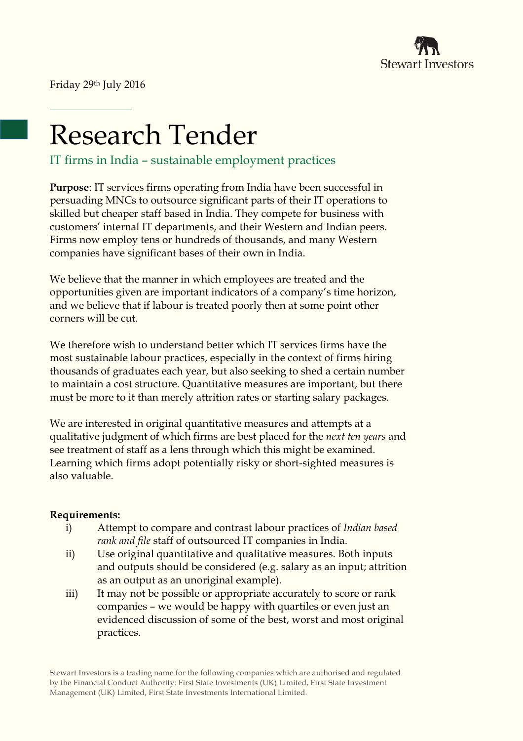Friday 29th July 2016

# Research Tender

## IT firms in India – sustainable employment practices

**Purpose**: IT services firms operating from India have been successful in persuading MNCs to outsource significant parts of their IT operations to skilled but cheaper staff based in India. They compete for business with customers' internal IT departments, and their Western and Indian peers. Firms now employ tens or hundreds of thousands, and many Western companies have significant bases of their own in India.

We believe that the manner in which employees are treated and the opportunities given are important indicators of a company's time horizon, and we believe that if labour is treated poorly then at some point other corners will be cut.

We therefore wish to understand better which IT services firms have the most sustainable labour practices, especially in the context of firms hiring thousands of graduates each year, but also seeking to shed a certain number to maintain a cost structure. Quantitative measures are important, but there must be more to it than merely attrition rates or starting salary packages.

We are interested in original quantitative measures and attempts at a qualitative judgment of which firms are best placed for the *next ten years* and see treatment of staff as a lens through which this might be examined. Learning which firms adopt potentially risky or short-sighted measures is also valuable.

**Requirements:**

i) Attempt to compare and contrast labour practices of *Indian based rank and file* staff of outsourced IT companies in India.

ii) Use original quantitative and qualitative measures. Both inputs and outputs should be considered (e.g. salary as an input; attrition as an output as an unoriginal example).

iii) It may not be possible or appropriate accurately to score or rank companies – we would be happy with quartiles or even just an evidenced discussion of some of the best, worst and most original practices.

Stewart Investors is a trading name for the following companies which are authorised and regulated by the Financial Conduct Authority: First State Investments (UK) Limited, First State Investment Management (UK) Limited, First State Investments International Limited.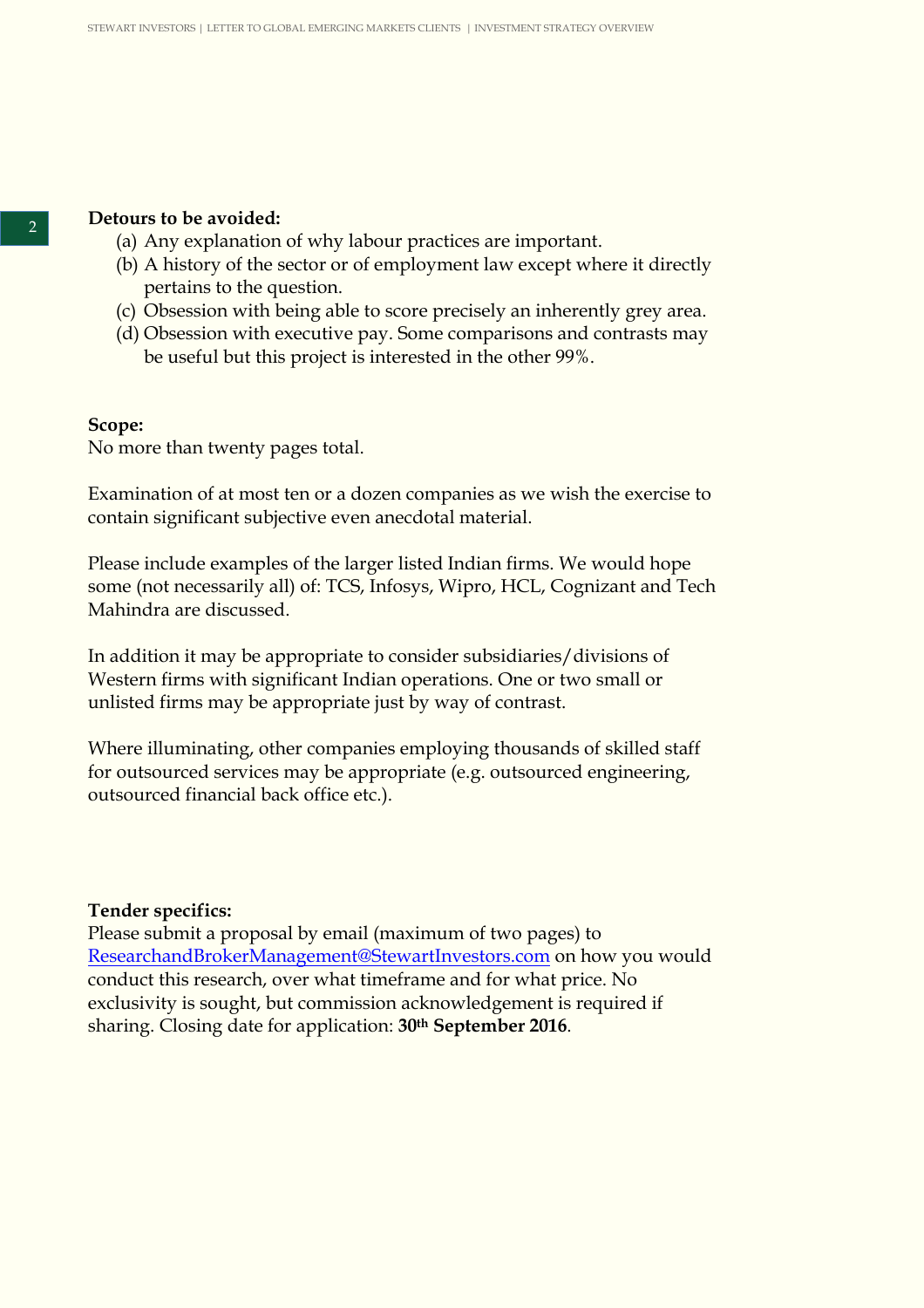**Detours to be avoided:**

(a) Any explanation of why labour practices are important.
(b) A history of the sector or of employment law except where it directly pertains to the question.
(c) Obsession with being able to score precisely an inherently grey area.
(d) Obsession with executive pay. Some comparisons and contrasts may be useful but this project is interested in the other 99%.

**Scope:**

No more than twenty pages total.

Examination of at most ten or a dozen companies as we wish the exercise to contain significant subjective even anecdotal material.

Please include examples of the larger listed Indian firms. We would hope some (not necessarily all) of: TCS, Infosys, Wipro, HCL, Cognizant and Tech Mahindra are discussed.

In addition it may be appropriate to consider subsidiaries/divisions of Western firms with significant Indian operations. One or two small or unlisted firms may be appropriate just by way of contrast.

Where illuminating, other companies employing thousands of skilled staff for outsourced services may be appropriate (e.g. outsourced engineering, outsourced financial back office etc.).

**Tender specifics:**

Please submit a proposal by email (maximum of two pages) to ResearchandBrokerManagement@StewartInvestors.com on how you would conduct this research, over what timeframe and for what price. No exclusivity is sought, but commission acknowledgement is required if sharing. Closing date for application: **30th September 2016**.